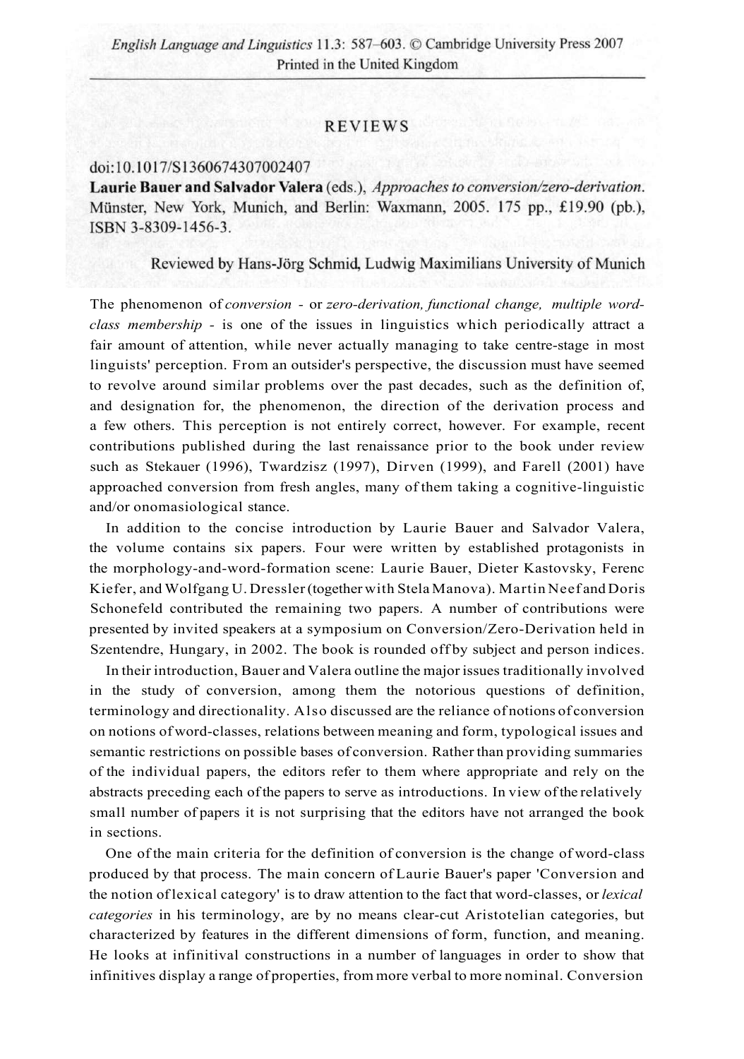# REVIEWS

doi:10.1017/S1360674307002407

**Laurie Bauer and Salvador Valera** (eds.), *Approaches to conversion/zero-derivation*. Münster, New York, Munich, and Berlin: Waxmann, 2005. 175 pp., £19.90 (pb.), ISBN 3-8309-1456-3.

Reviewed by Hans-Jörg Schmid, Ludwig Maximilians University of Munich

The phenomenon of *conversion* - or *zero-derivation, functional change, multiple word-class membership* - is one of the issues in linguistics which periodically attract a fair amount of attention, while never actually managing to take centre-stage in most linguists' perception. From an outsider's perspective, the discussion must have seemed to revolve around similar problems over the past decades, such as the definition of, and designation for, the phenomenon, the direction of the derivation process and a few others. This perception is not entirely correct, however. For example, recent contributions published during the last renaissance prior to the book under review such as Stekauer (1996), Twardzisz (1997), Dirven (1999), and Farell (2001) have approached conversion from fresh angles, many of them taking a cognitive-linguistic and/or onomasiological stance.

In addition to the concise introduction by Laurie Bauer and Salvador Valera, the volume contains six papers. Four were written by established protagonists in the morphology-and-word-formation scene: Laurie Bauer, Dieter Kastovsky, Ferenc Kiefer, and Wolfgang U. Dressler (together with Stela Manova). Martin Neef and Doris Schonefeld contributed the remaining two papers. A number of contributions were presented by invited speakers at a symposium on Conversion/Zero-Derivation held in Szentendre, Hungary, in 2002. The book is rounded off by subject and person indices.

In their introduction, Bauer and Valera outline the major issues traditionally involved in the study of conversion, among them the notorious questions of definition, terminology and directionality. Also discussed are the reliance of notions of conversion on notions of word-classes, relations between meaning and form, typological issues and semantic restrictions on possible bases of conversion. Rather than providing summaries of the individual papers, the editors refer to them where appropriate and rely on the abstracts preceding each of the papers to serve as introductions. In view of the relatively small number of papers it is not surprising that the editors have not arranged the book in sections.

One of the main criteria for the definition of conversion is the change of word-class produced by that process. The main concern of Laurie Bauer's paper 'Conversion and the notion of lexical category' is to draw attention to the fact that word-classes, or *lexical categories* in his terminology, are by no means clear-cut Aristotelian categories, but characterized by features in the different dimensions of form, function, and meaning. He looks at infinitival constructions in a number of languages in order to show that infinitives display a range of properties, from more verbal to more nominal. Conversion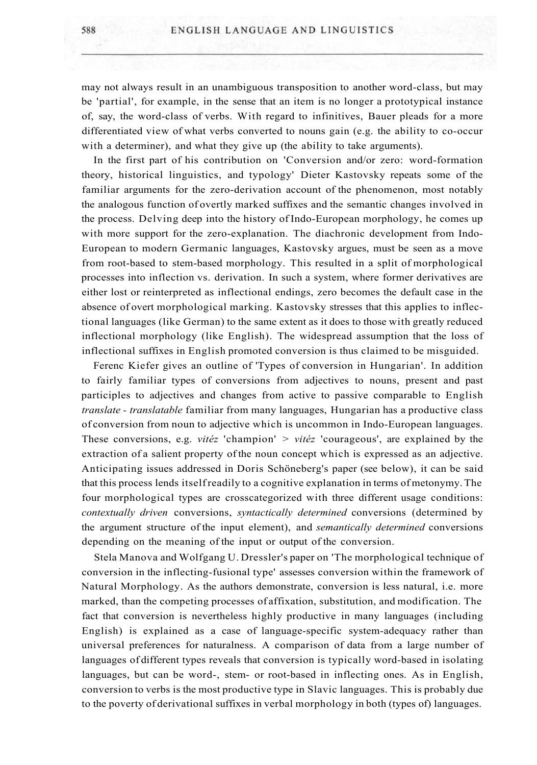may not always result in an unambiguous transposition to another word-class, but may be 'partial', for example, in the sense that an item is no longer a prototypical instance of, say, the word-class of verbs. With regard to infinitives, Bauer pleads for a more differentiated view of what verbs converted to nouns gain (e.g. the ability to co-occur with a determiner), and what they give up (the ability to take arguments).

In the first part of his contribution on 'Conversion and/or zero: word-formation theory, historical linguistics, and typology' Dieter Kastovsky repeats some of the familiar arguments for the zero-derivation account of the phenomenon, most notably the analogous function of overtly marked suffixes and the semantic changes involved in the process. Delving deep into the history of Indo-European morphology, he comes up with more support for the zero-explanation. The diachronic development from Indo-European to modern Germanic languages, Kastovsky argues, must be seen as a move from root-based to stem-based morphology. This resulted in a split of morphological processes into inflection vs. derivation. In such a system, where former derivatives are either lost or reinterpreted as inflectional endings, zero becomes the default case in the absence of overt morphological marking. Kastovsky stresses that this applies to inflectional languages (like German) to the same extent as it does to those with greatly reduced inflectional morphology (like English). The widespread assumption that the loss of inflectional suffixes in English promoted conversion is thus claimed to be misguided.

Ferenc Kiefer gives an outline of 'Types of conversion in Hungarian'. In addition to fairly familiar types of conversions from adjectives to nouns, present and past participles to adjectives and changes from active to passive comparable to English *translate* - *translatable* familiar from many languages, Hungarian has a productive class of conversion from noun to adjective which is uncommon in Indo-European languages. These conversions, e.g. *vitéz* 'champion' > *vitéz* 'courageous', are explained by the extraction of a salient property of the noun concept which is expressed as an adjective. Anticipating issues addressed in Doris Schöneberg's paper (see below), it can be said that this process lends itself readily to a cognitive explanation in terms of metonymy. The four morphological types are crosscategorized with three different usage conditions: *contextually driven* conversions, *syntactically determined* conversions (determined by the argument structure of the input element), and *semantically determined* conversions depending on the meaning of the input or output of the conversion.

Stela Manova and Wolfgang U. Dressler's paper on 'The morphological technique of conversion in the inflecting-fusional type' assesses conversion within the framework of Natural Morphology. As the authors demonstrate, conversion is less natural, i.e. more marked, than the competing processes of affixation, substitution, and modification. The fact that conversion is nevertheless highly productive in many languages (including English) is explained as a case of language-specific system-adequacy rather than universal preferences for naturalness. A comparison of data from a large number of languages of different types reveals that conversion is typically word-based in isolating languages, but can be word-, stem- or root-based in inflecting ones. As in English, conversion to verbs is the most productive type in Slavic languages. This is probably due to the poverty of derivational suffixes in verbal morphology in both (types of) languages.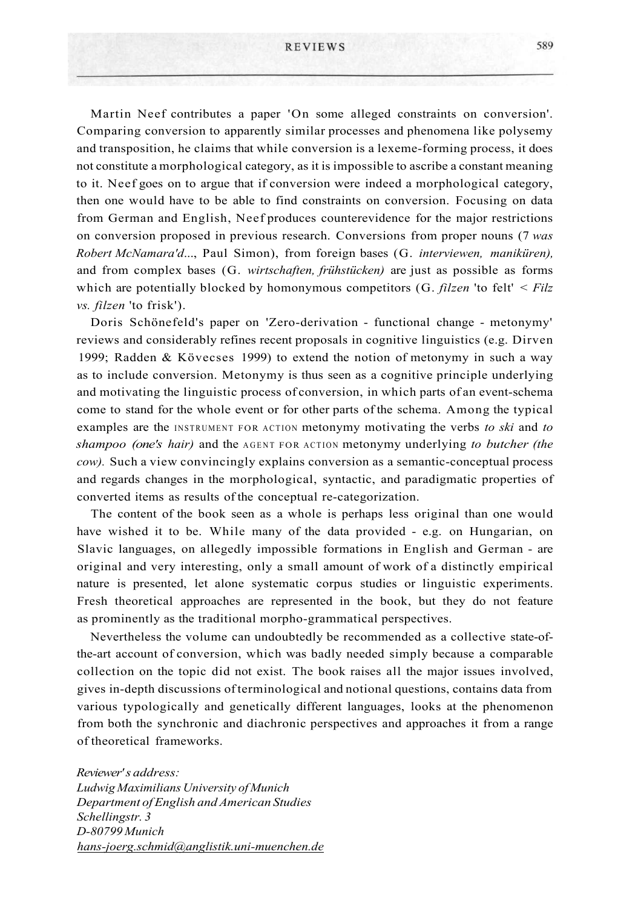Martin Neef contributes a paper 'On some alleged constraints on conversion'. Comparing conversion to apparently similar processes and phenomena like polysemy and transposition, he claims that while conversion is a lexeme-forming process, it does not constitute a morphological category, as it is impossible to ascribe a constant meaning to it. Neef goes on to argue that if conversion were indeed a morphological category, then one would have to be able to find constraints on conversion. Focusing on data from German and English, Neef produces counterevidence for the major restrictions on conversion proposed in previous research. Conversions from proper nouns (*7 was Robert McNamara'd...*, Paul Simon), from foreign bases (G. *interviewen, maniküren),* and from complex bases (G. *wirtschaften, frühstücken)* are just as possible as forms which are potentially blocked by homonymous competitors (G. *filzen* 'to felt' < *Filz vs. filzen* 'to frisk').

Doris Schönefeld's paper on 'Zero-derivation - functional change - metonymy' reviews and considerably refines recent proposals in cognitive linguistics (e.g. Dirven 1999; Radden & Kövecses 1999) to extend the notion of metonymy in such a way as to include conversion. Metonymy is thus seen as a cognitive principle underlying and motivating the linguistic process of conversion, in which parts of an event-schema come to stand for the whole event or for other parts of the schema. Among the typical examples are the INSTRUMENT FOR ACTION metonymy motivating the verbs *to ski* and *to shampoo (one's hair)* and the AGENT FOR ACTION metonymy underlying *to butcher (the cow).* Such a view convincingly explains conversion as a semantic-conceptual process and regards changes in the morphological, syntactic, and paradigmatic properties of converted items as results of the conceptual re-categorization.

The content of the book seen as a whole is perhaps less original than one would have wished it to be. While many of the data provided - e.g. on Hungarian, on Slavic languages, on allegedly impossible formations in English and German - are original and very interesting, only a small amount of work of a distinctly empirical nature is presented, let alone systematic corpus studies or linguistic experiments. Fresh theoretical approaches are represented in the book, but they do not feature as prominently as the traditional morpho-grammatical perspectives.

Nevertheless the volume can undoubtedly be recommended as a collective state-of-the-art account of conversion, which was badly needed simply because a comparable collection on the topic did not exist. The book raises all the major issues involved, gives in-depth discussions of terminological and notional questions, contains data from various typologically and genetically different languages, looks at the phenomenon from both the synchronic and diachronic perspectives and approaches it from a range of theoretical frameworks.

*Reviewer's address:*
*Ludwig Maximilians University of Munich*
*Department of English and American Studies*
*Schellingstr. 3*
*D-80799 Munich*
*hans-joerg.schmid@anglistik.uni-muenchen.de*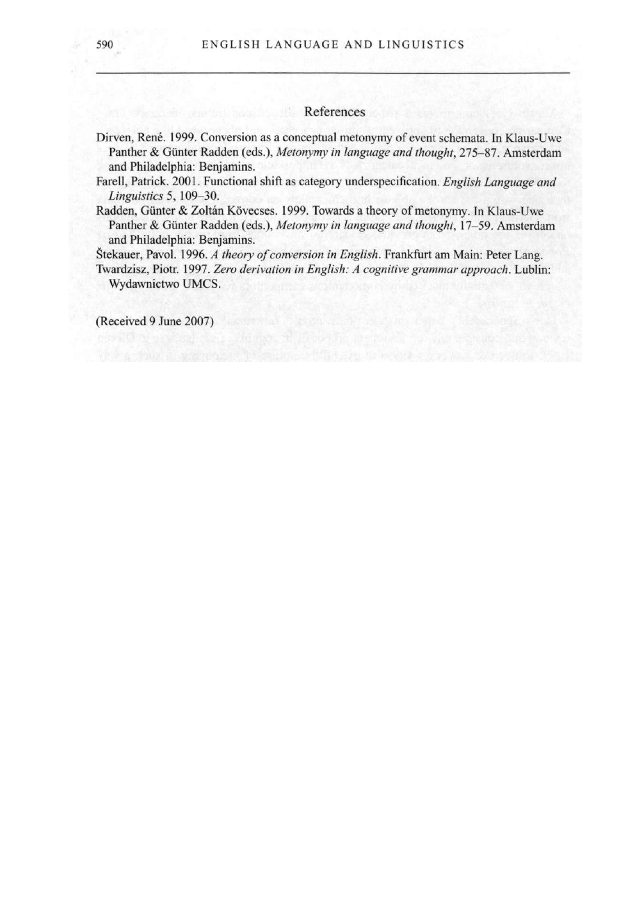## References

Dirven, René. 1999. Conversion as a conceptual metonymy of event schemata. In Klaus-Uwe Panther & Günter Radden (eds.), *Metonymy in language and thought*, 275–87. Amsterdam and Philadelphia: Benjamins.

Farell, Patrick. 2001. Functional shift as category underspecification. *English Language and Linguistics* 5, 109–30.

Radden, Günter & Zoltán Kövecses. 1999. Towards a theory of metonymy. In Klaus-Uwe Panther & Günter Radden (eds.), *Metonymy in language and thought*, 17–59. Amsterdam and Philadelphia: Benjamins.

Štekauer, Pavol. 1996. *A theory of conversion in English*. Frankfurt am Main: Peter Lang.

Twardzisz, Piotr. 1997. *Zero derivation in English: A cognitive grammar approach*. Lublin: Wydawnictwo UMCS.

(Received 9 June 2007)